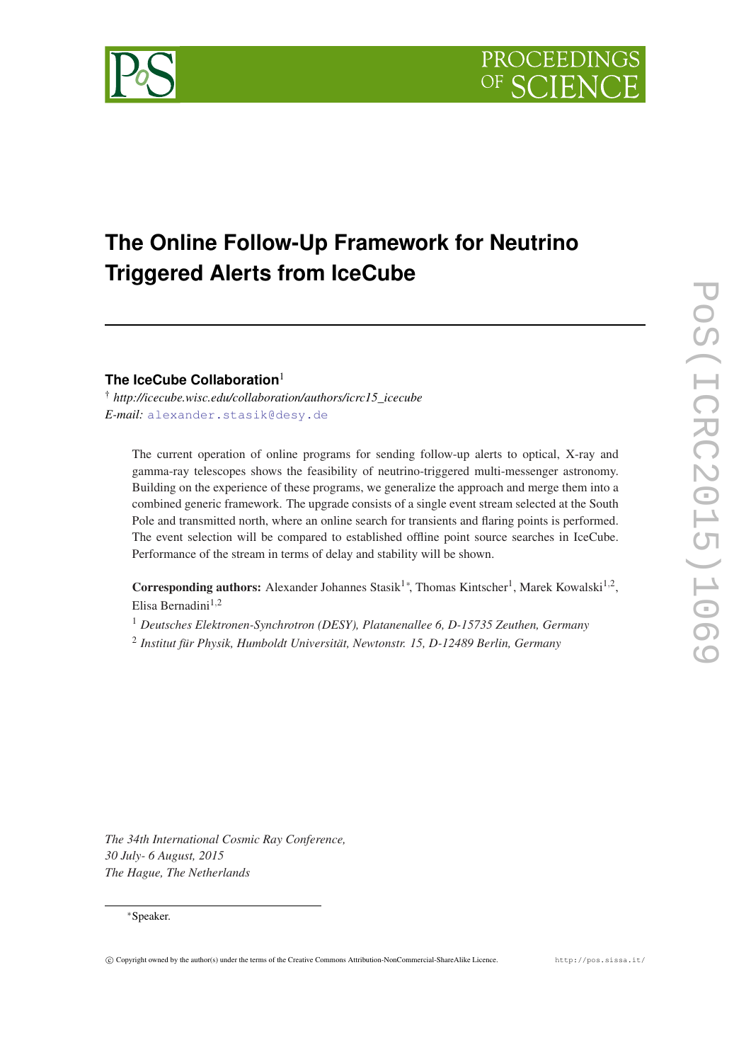# The Online Follow-Up Framework for Neutrino Triggered Alerts from IceCube

**The IceCube Collaboration**[1]

† *http://icecube.wisc.edu/collaboration/authors/icrc15_icecube*
*E-mail:* alexander.stasik@desy.de

The current operation of online programs for sending follow-up alerts to optical, X-ray and gamma-ray telescopes shows the feasibility of neutrino-triggered multi-messenger astronomy. Building on the experience of these programs, we generalize the approach and merge them into a combined generic framework. The upgrade consists of a single event stream selected at the South Pole and transmitted north, where an online search for transients and flaring points is performed. The event selection will be compared to established offline point source searches in IceCube. Performance of the stream in terms of delay and stability will be shown.

**Corresponding authors:** Alexander Johannes Stasik[1*], Thomas Kintscher[1], Marek Kowalski[1,2], Elisa Bernadini[1,2]

[1] *Deutsches Elektronen-Synchrotron (DESY), Platanenallee 6, D-15735 Zeuthen, Germany*

[2] *Institut für Physik, Humboldt Universität, Newtonstr. 15, D-12489 Berlin, Germany*

*The 34th International Cosmic Ray Conference,*
*30 July- 6 August, 2015*
*The Hague, The Netherlands*

*Speaker.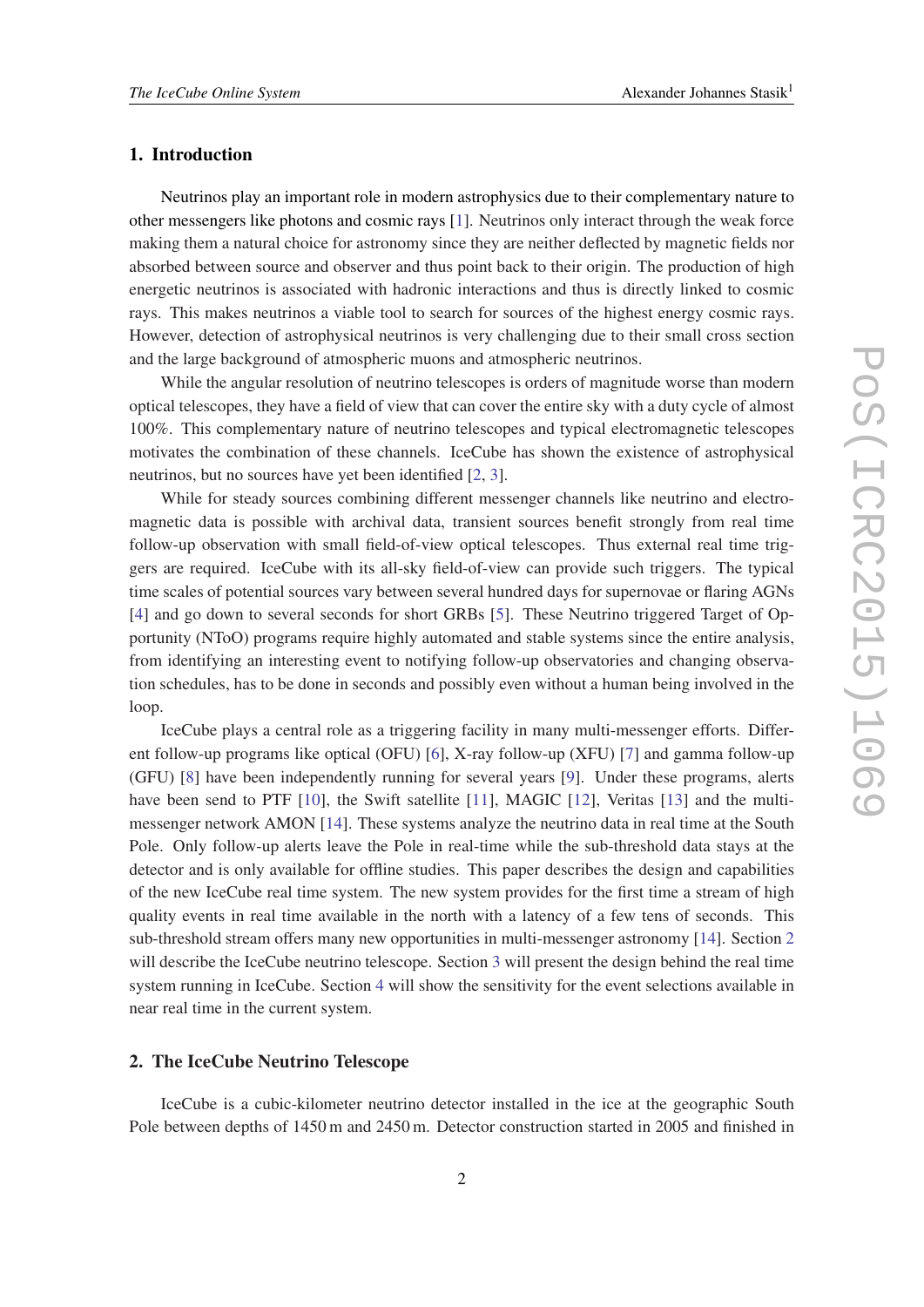## 1. Introduction

Neutrinos play an important role in modern astrophysics due to their complementary nature to other messengers like photons and cosmic rays [1]. Neutrinos only interact through the weak force making them a natural choice for astronomy since they are neither deflected by magnetic fields nor absorbed between source and observer and thus point back to their origin. The production of high energetic neutrinos is associated with hadronic interactions and thus is directly linked to cosmic rays. This makes neutrinos a viable tool to search for sources of the highest energy cosmic rays. However, detection of astrophysical neutrinos is very challenging due to their small cross section and the large background of atmospheric muons and atmospheric neutrinos.

While the angular resolution of neutrino telescopes is orders of magnitude worse than modern optical telescopes, they have a field of view that can cover the entire sky with a duty cycle of almost 100%. This complementary nature of neutrino telescopes and typical electromagnetic telescopes motivates the combination of these channels. IceCube has shown the existence of astrophysical neutrinos, but no sources have yet been identified [2, 3].

While for steady sources combining different messenger channels like neutrino and electromagnetic data is possible with archival data, transient sources benefit strongly from real time follow-up observation with small field-of-view optical telescopes. Thus external real time triggers are required. IceCube with its all-sky field-of-view can provide such triggers. The typical time scales of potential sources vary between several hundred days for supernovae or flaring AGNs [4] and go down to several seconds for short GRBs [5]. These Neutrino triggered Target of Opportunity (NToO) programs require highly automated and stable systems since the entire analysis, from identifying an interesting event to notifying follow-up observatories and changing observation schedules, has to be done in seconds and possibly even without a human being involved in the loop.

IceCube plays a central role as a triggering facility in many multi-messenger efforts. Different follow-up programs like optical (OFU) [6], X-ray follow-up (XFU) [7] and gamma follow-up (GFU) [8] have been independently running for several years [9]. Under these programs, alerts have been send to PTF [10], the Swift satellite [11], MAGIC [12], Veritas [13] and the multi-messenger network AMON [14]. These systems analyze the neutrino data in real time at the South Pole. Only follow-up alerts leave the Pole in real-time while the sub-threshold data stays at the detector and is only available for offline studies. This paper describes the design and capabilities of the new IceCube real time system. The new system provides for the first time a stream of high quality events in real time available in the north with a latency of a few tens of seconds. This sub-threshold stream offers many new opportunities in multi-messenger astronomy [14]. Section 2 will describe the IceCube neutrino telescope. Section 3 will present the design behind the real time system running in IceCube. Section 4 will show the sensitivity for the event selections available in near real time in the current system.

## 2. The IceCube Neutrino Telescope

IceCube is a cubic-kilometer neutrino detector installed in the ice at the geographic South Pole between depths of 1450 m and 2450 m. Detector construction started in 2005 and finished in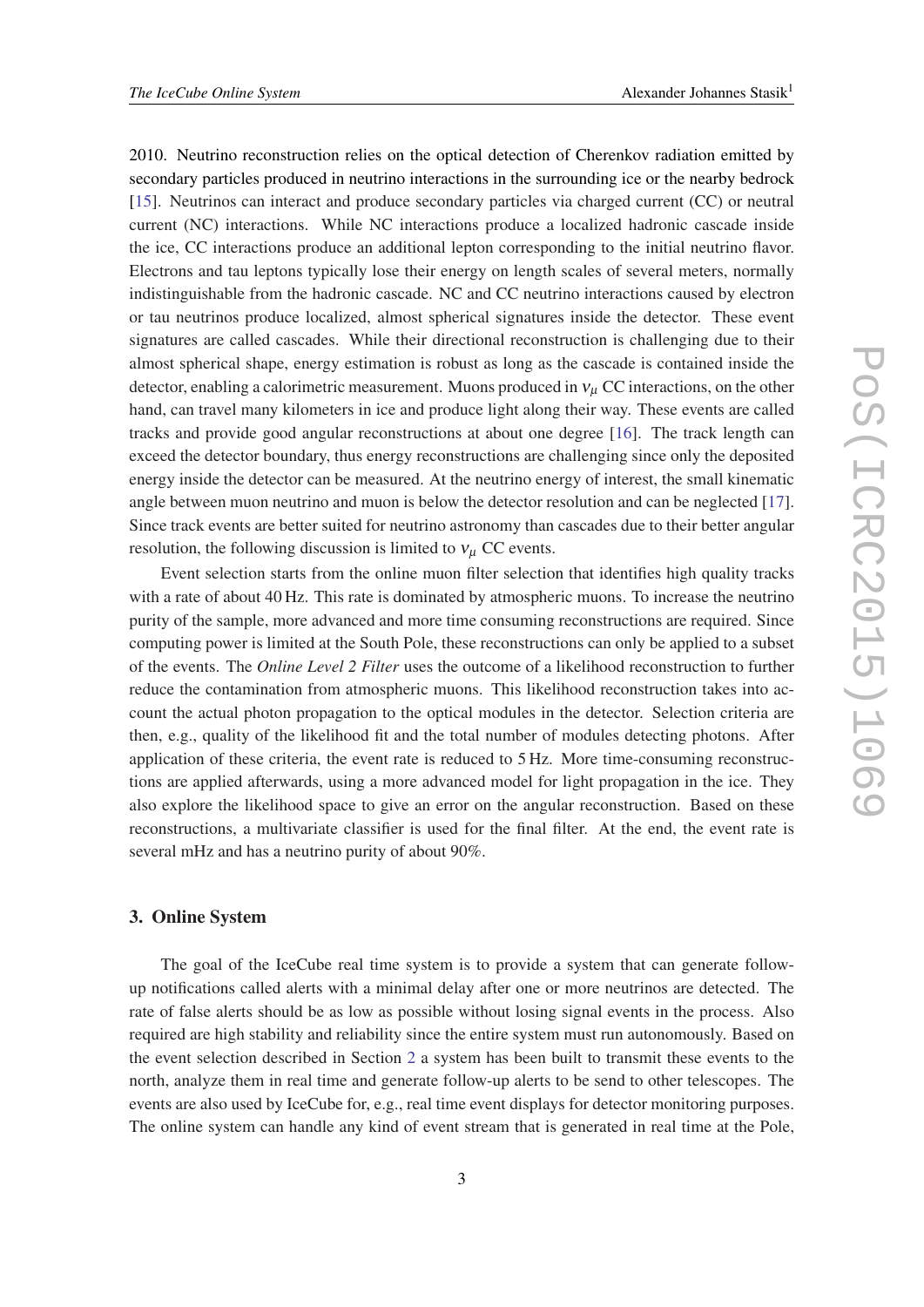2010. Neutrino reconstruction relies on the optical detection of Cherenkov radiation emitted by secondary particles produced in neutrino interactions in the surrounding ice or the nearby bedrock [15]. Neutrinos can interact and produce secondary particles via charged current (CC) or neutral current (NC) interactions. While NC interactions produce a localized hadronic cascade inside the ice, CC interactions produce an additional lepton corresponding to the initial neutrino flavor. Electrons and tau leptons typically lose their energy on length scales of several meters, normally indistinguishable from the hadronic cascade. NC and CC neutrino interactions caused by electron or tau neutrinos produce localized, almost spherical signatures inside the detector. These event signatures are called cascades. While their directional reconstruction is challenging due to their almost spherical shape, energy estimation is robust as long as the cascade is contained inside the detector, enabling a calorimetric measurement. Muons produced in $\nu_\mu$ CC interactions, on the other hand, can travel many kilometers in ice and produce light along their way. These events are called tracks and provide good angular reconstructions at about one degree [16]. The track length can exceed the detector boundary, thus energy reconstructions are challenging since only the deposited energy inside the detector can be measured. At the neutrino energy of interest, the small kinematic angle between muon neutrino and muon is below the detector resolution and can be neglected [17]. Since track events are better suited for neutrino astronomy than cascades due to their better angular resolution, the following discussion is limited to $\nu_\mu$ CC events.

Event selection starts from the online muon filter selection that identifies high quality tracks with a rate of about 40 Hz. This rate is dominated by atmospheric muons. To increase the neutrino purity of the sample, more advanced and more time consuming reconstructions are required. Since computing power is limited at the South Pole, these reconstructions can only be applied to a subset of the events. The *Online Level 2 Filter* uses the outcome of a likelihood reconstruction to further reduce the contamination from atmospheric muons. This likelihood reconstruction takes into account the actual photon propagation to the optical modules in the detector. Selection criteria are then, e.g., quality of the likelihood fit and the total number of modules detecting photons. After application of these criteria, the event rate is reduced to 5 Hz. More time-consuming reconstructions are applied afterwards, using a more advanced model for light propagation in the ice. They also explore the likelihood space to give an error on the angular reconstruction. Based on these reconstructions, a multivariate classifier is used for the final filter. At the end, the event rate is several mHz and has a neutrino purity of about 90%.

## 3. Online System

The goal of the IceCube real time system is to provide a system that can generate follow-up notifications called alerts with a minimal delay after one or more neutrinos are detected. The rate of false alerts should be as low as possible without losing signal events in the process. Also required are high stability and reliability since the entire system must run autonomously. Based on the event selection described in Section 2 a system has been built to transmit these events to the north, analyze them in real time and generate follow-up alerts to be send to other telescopes. The events are also used by IceCube for, e.g., real time event displays for detector monitoring purposes. The online system can handle any kind of event stream that is generated in real time at the Pole,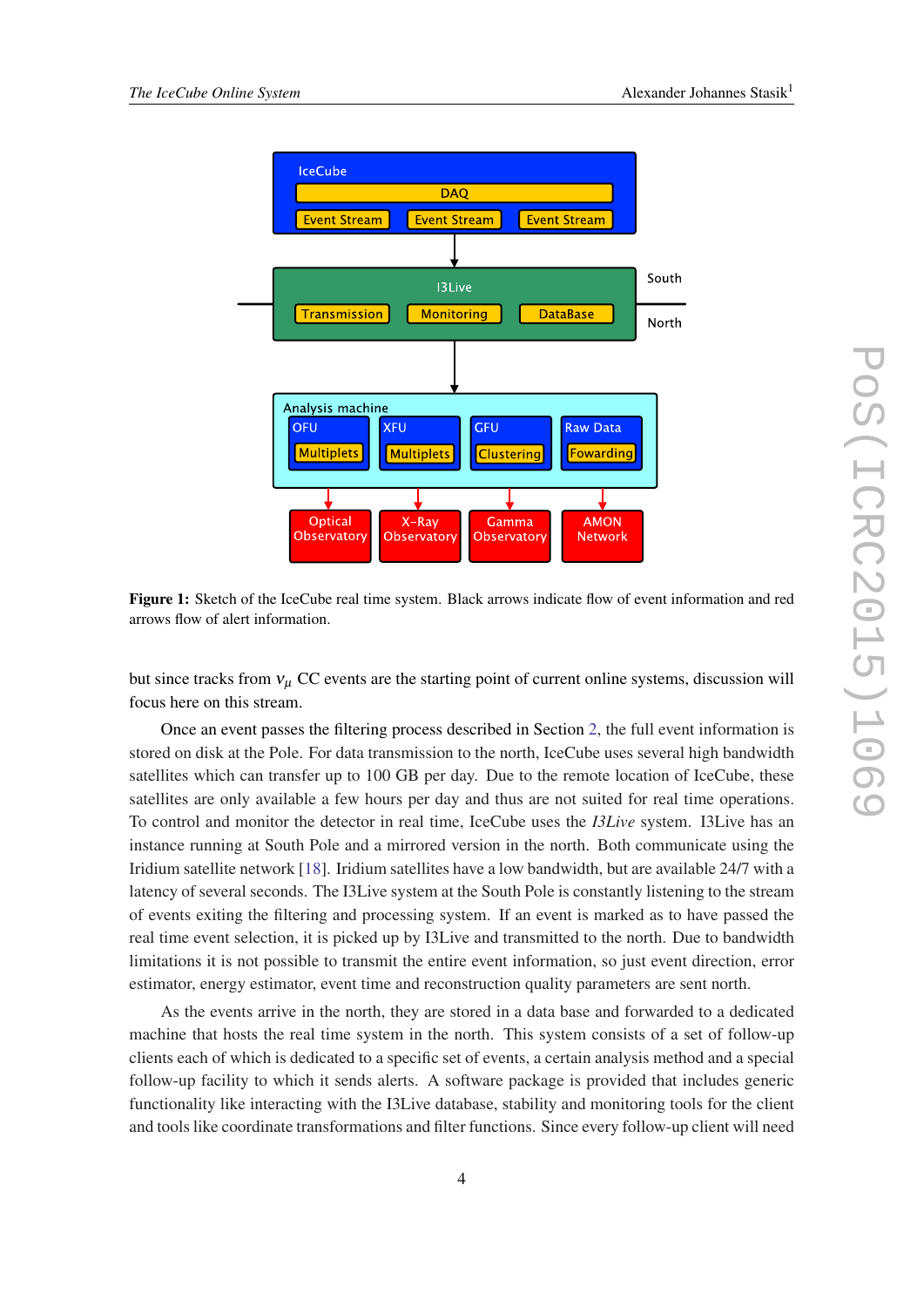**Figure 1:** Sketch of the IceCube real time system. Black arrows indicate flow of event information and red arrows flow of alert information.

but since tracks from $\nu_\mu$ CC events are the starting point of current online systems, discussion will focus here on this stream.

Once an event passes the filtering process described in Section 2, the full event information is stored on disk at the Pole. For data transmission to the north, IceCube uses several high bandwidth satellites which can transfer up to 100 GB per day. Due to the remote location of IceCube, these satellites are only available a few hours per day and thus are not suited for real time operations. To control and monitor the detector in real time, IceCube uses the *I3Live* system. I3Live has an instance running at South Pole and a mirrored version in the north. Both communicate using the Iridium satellite network [18]. Iridium satellites have a low bandwidth, but are available 24/7 with a latency of several seconds. The I3Live system at the South Pole is constantly listening to the stream of events exiting the filtering and processing system. If an event is marked as to have passed the real time event selection, it is picked up by I3Live and transmitted to the north. Due to bandwidth limitations it is not possible to transmit the entire event information, so just event direction, error estimator, energy estimator, event time and reconstruction quality parameters are sent north.

As the events arrive in the north, they are stored in a data base and forwarded to a dedicated machine that hosts the real time system in the north. This system consists of a set of follow-up clients each of which is dedicated to a specific set of events, a certain analysis method and a special follow-up facility to which it sends alerts. A software package is provided that includes generic functionality like interacting with the I3Live database, stability and monitoring tools for the client and tools like coordinate transformations and filter functions. Since every follow-up client will need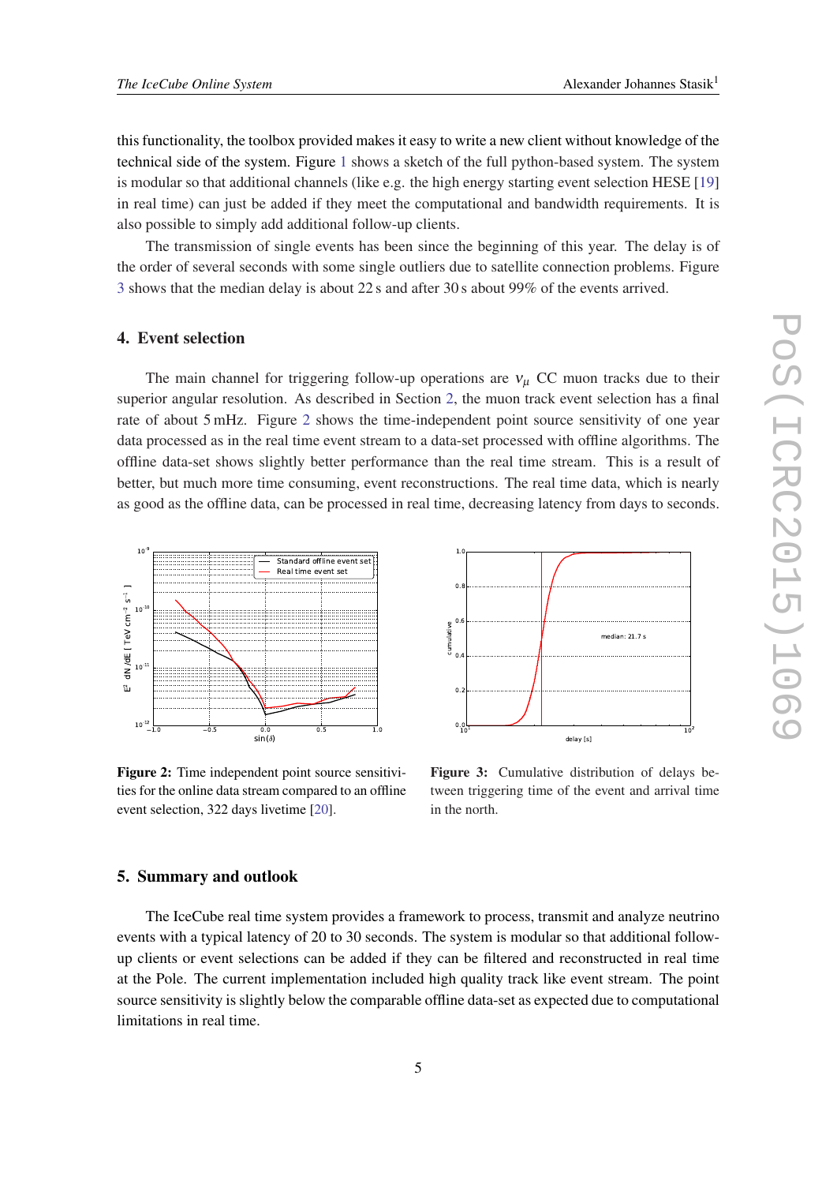this functionality, the toolbox provided makes it easy to write a new client without knowledge of the technical side of the system. Figure 1 shows a sketch of the full python-based system. The system is modular so that additional channels (like e.g. the high energy starting event selection HESE [19]) in real time) can just be added if they meet the computational and bandwidth requirements. It is also possible to simply add additional follow-up clients.

The transmission of single events has been since the beginning of this year. The delay is of the order of several seconds with some single outliers due to satellite connection problems. Figure 3 shows that the median delay is about 22 s and after 30 s about 99% of the events arrived.

## 4. Event selection

The main channel for triggering follow-up operations are $\nu_\mu$ CC muon tracks due to their superior angular resolution. As described in Section 2, the muon track event selection has a final rate of about 5 mHz. Figure 2 shows the time-independent point source sensitivity of one year data processed as in the real time event stream to a data-set processed with offline algorithms. The offline data-set shows slightly better performance than the real time stream. This is a result of better, but much more time consuming, event reconstructions. The real time data, which is nearly as good as the offline data, can be processed in real time, decreasing latency from days to seconds.

**Figure 2:** Time independent point source sensitivities for the online data stream compared to an offline event selection, 322 days livetime [20].

**Figure 3:** Cumulative distribution of delays between triggering time of the event and arrival time in the north.

## 5. Summary and outlook

The IceCube real time system provides a framework to process, transmit and analyze neutrino events with a typical latency of 20 to 30 seconds. The system is modular so that additional follow-up clients or event selections can be added if they can be filtered and reconstructed in real time at the Pole. The current implementation included high quality track like event stream. The point source sensitivity is slightly below the comparable offline data-set as expected due to computational limitations in real time.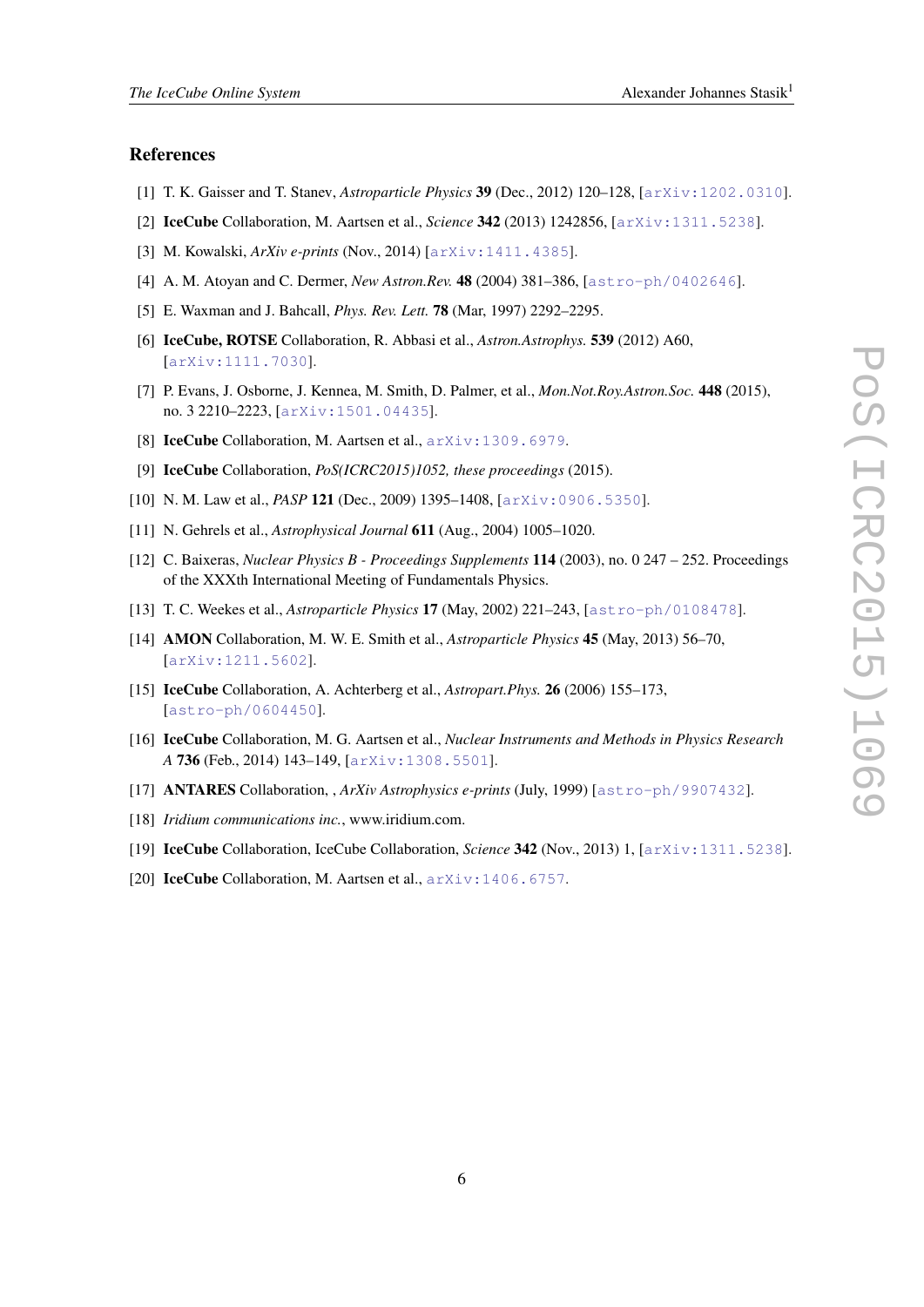## References

[1] T. K. Gaisser and T. Stanev, *Astroparticle Physics* **39** (Dec., 2012) 120–128, [arXiv:1202.0310].

[2] **IceCube** Collaboration, M. Aartsen et al., *Science* **342** (2013) 1242856, [arXiv:1311.5238].

[3] M. Kowalski, *ArXiv e-prints* (Nov., 2014) [arXiv:1411.4385].

[4] A. M. Atoyan and C. Dermer, *New Astron.Rev.* **48** (2004) 381–386, [astro-ph/0402646].

[5] E. Waxman and J. Bahcall, *Phys. Rev. Lett.* **78** (Mar, 1997) 2292–2295.

[6] **IceCube, ROTSE** Collaboration, R. Abbasi et al., *Astron.Astrophys.* **539** (2012) A60, [arXiv:1111.7030].

[7] P. Evans, J. Osborne, J. Kennea, M. Smith, D. Palmer, et al., *Mon.Not.Roy.Astron.Soc.* **448** (2015), no. 3 2210–2223, [arXiv:1501.04435].

[8] **IceCube** Collaboration, M. Aartsen et al., arXiv:1309.6979.

[9] **IceCube** Collaboration, *PoS(ICRC2015)1052, these proceedings* (2015).

[10] N. M. Law et al., *PASP* **121** (Dec., 2009) 1395–1408, [arXiv:0906.5350].

[11] N. Gehrels et al., *Astrophysical Journal* **611** (Aug., 2004) 1005–1020.

[12] C. Baixeras, *Nuclear Physics B - Proceedings Supplements* **114** (2003), no. 0 247 – 252. Proceedings of the XXXth International Meeting of Fundamentals Physics.

[13] T. C. Weekes et al., *Astroparticle Physics* **17** (May, 2002) 221–243, [astro-ph/0108478].

[14] **AMON** Collaboration, M. W. E. Smith et al., *Astroparticle Physics* **45** (May, 2013) 56–70, [arXiv:1211.5602].

[15] **IceCube** Collaboration, A. Achterberg et al., *Astropart.Phys.* **26** (2006) 155–173, [astro-ph/0604450].

[16] **IceCube** Collaboration, M. G. Aartsen et al., *Nuclear Instruments and Methods in Physics Research A* **736** (Feb., 2014) 143–149, [arXiv:1308.5501].

[17] **ANTARES** Collaboration, , *ArXiv Astrophysics e-prints* (July, 1999) [astro-ph/9907432].

[18] *Iridium communications inc.*, www.iridium.com.

[19] **IceCube** Collaboration, IceCube Collaboration, *Science* **342** (Nov., 2013) 1, [arXiv:1311.5238].

[20] **IceCube** Collaboration, M. Aartsen et al., arXiv:1406.6757.